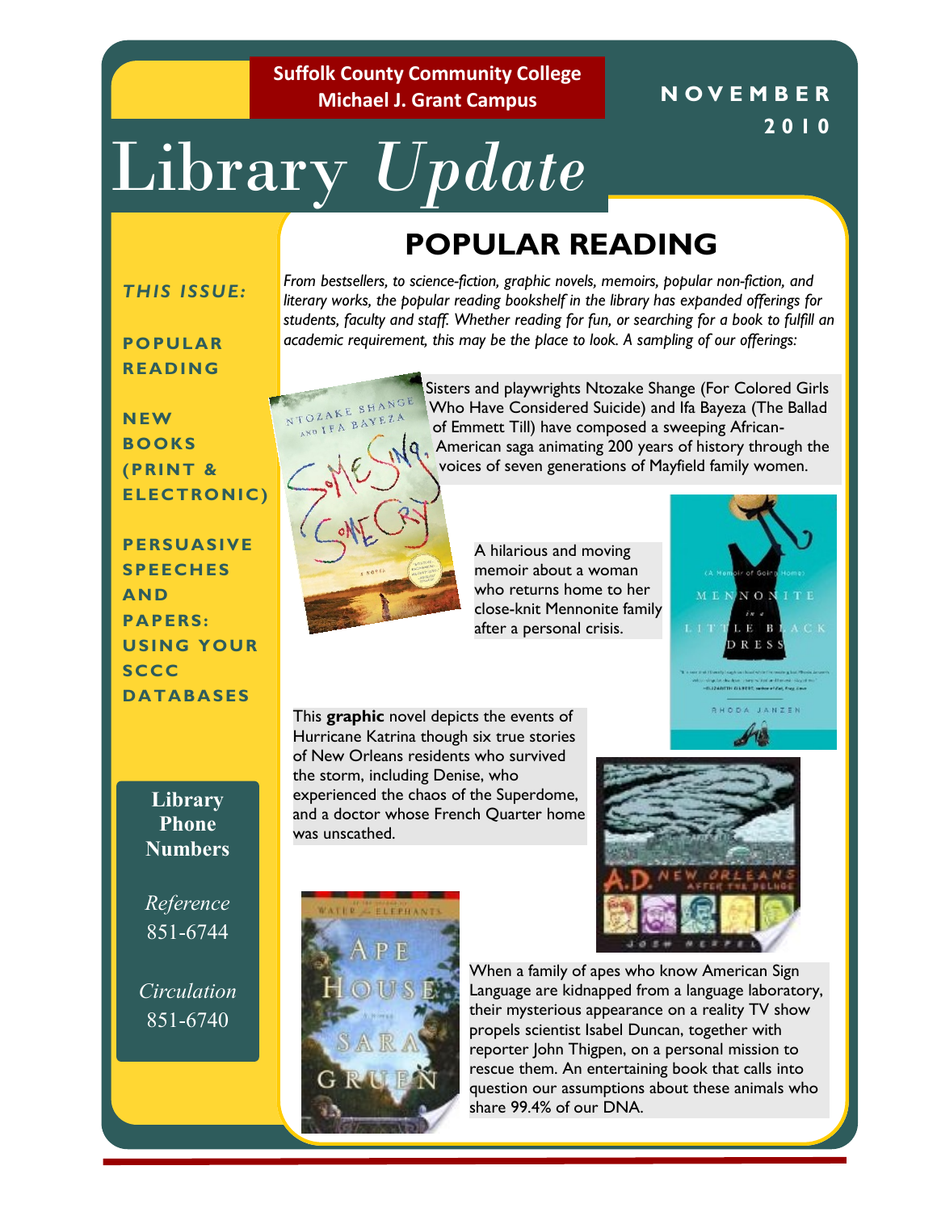**Suffolk County Community College**
**Michael J. Grant Campus**

**NOVEMBER 2010**

# Library *Update*

*THIS ISSUE:*

**POPULAR READING**

**NEW BOOKS (PRINT & ELECTRONIC)**

**PERSUASIVE SPEECHES AND PAPERS: USING YOUR SCCC DATABASES**

**Library Phone Numbers**

*Reference*
851-6744

*Circulation*
851-6740

## POPULAR READING

*From bestsellers, to science-fiction, graphic novels, memoirs, popular non-fiction, and literary works, the popular reading bookshelf in the library has expanded offerings for students, faculty and staff. Whether reading for fun, or searching for a book to fulfill an academic requirement, this may be the place to look. A sampling of our offerings:*

Sisters and playwrights Ntozake Shange (For Colored Girls Who Have Considered Suicide) and Ifa Bayeza (The Ballad of Emmett Till) have composed a sweeping African-American saga animating 200 years of history through the voices of seven generations of Mayfield family women.

A hilarious and moving memoir about a woman who returns home to her close-knit Mennonite family after a personal crisis.

This **graphic** novel depicts the events of Hurricane Katrina though six true stories of New Orleans residents who survived the storm, including Denise, who experienced the chaos of the Superdome, and a doctor whose French Quarter home was unscathed.

When a family of apes who know American Sign Language are kidnapped from a language laboratory, their mysterious appearance on a reality TV show propels scientist Isabel Duncan, together with reporter John Thigpen, on a personal mission to rescue them. An entertaining book that calls into question our assumptions about these animals who share 99.4% of our DNA.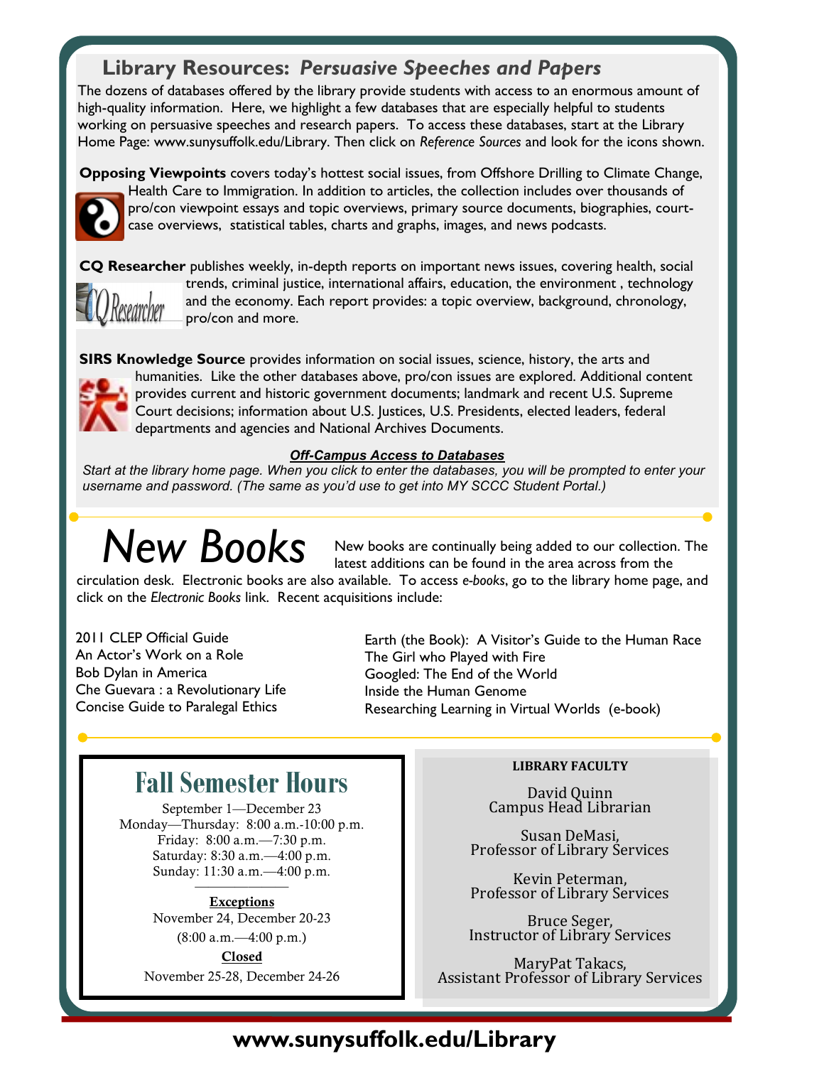## Library Resources: *Persuasive Speeches and Papers*

The dozens of databases offered by the library provide students with access to an enormous amount of high-quality information. Here, we highlight a few databases that are especially helpful to students working on persuasive speeches and research papers. To access these databases, start at the Library Home Page: www.sunysuffolk.edu/Library. Then click on *Reference Sources* and look for the icons shown.

**Opposing Viewpoints** covers today's hottest social issues, from Offshore Drilling to Climate Change, Health Care to Immigration. In addition to articles, the collection includes over thousands of pro/con viewpoint essays and topic overviews, primary source documents, biographies, court-case overviews, statistical tables, charts and graphs, images, and news podcasts.

**CQ Researcher** publishes weekly, in-depth reports on important news issues, covering health, social trends, criminal justice, international affairs, education, the environment , technology and the economy. Each report provides: a topic overview, background, chronology, pro/con and more.

**SIRS Knowledge Source** provides information on social issues, science, history, the arts and humanities. Like the other databases above, pro/con issues are explored. Additional content provides current and historic government documents; landmark and recent U.S. Supreme Court decisions; information about U.S. Justices, U.S. Presidents, elected leaders, federal departments and agencies and National Archives Documents.

***Off-Campus Access to Databases***

*Start at the library home page. When you click to enter the databases, you will be prompted to enter your username and password. (The same as you'd use to get into MY SCCC Student Portal.)*

# *New Books*

New books are continually being added to our collection. The latest additions can be found in the area across from the circulation desk. Electronic books are also available. To access *e-books*, go to the library home page, and click on the *Electronic Books* link. Recent acquisitions include:

2011 CLEP Official Guide
An Actor's Work on a Role
Bob Dylan in America
Che Guevara : a Revolutionary Life
Concise Guide to Paralegal Ethics
Earth (the Book): A Visitor's Guide to the Human Race
The Girl who Played with Fire
Googled: The End of the World
Inside the Human Genome
Researching Learning in Virtual Worlds (e-book)

## Fall Semester Hours

September 1—December 23
Monday—Thursday: 8:00 a.m.-10:00 p.m.
Friday: 8:00 a.m.—7:30 p.m.
Saturday: 8:30 a.m.—4:00 p.m.
Sunday: 11:30 a.m.—4:00 p.m.

**Exceptions**

November 24, December 20-23
(8:00 a.m.—4:00 p.m.)

**Closed**

November 25-28, December 24-26

**LIBRARY FACULTY**

David Quinn
Campus Head Librarian

Susan DeMasi,
Professor of Library Services

Kevin Peterman,
Professor of Library Services

Bruce Seger,
Instructor of Library Services

MaryPat Takacs,
Assistant Professor of Library Services

**www.sunysuffolk.edu/Library**